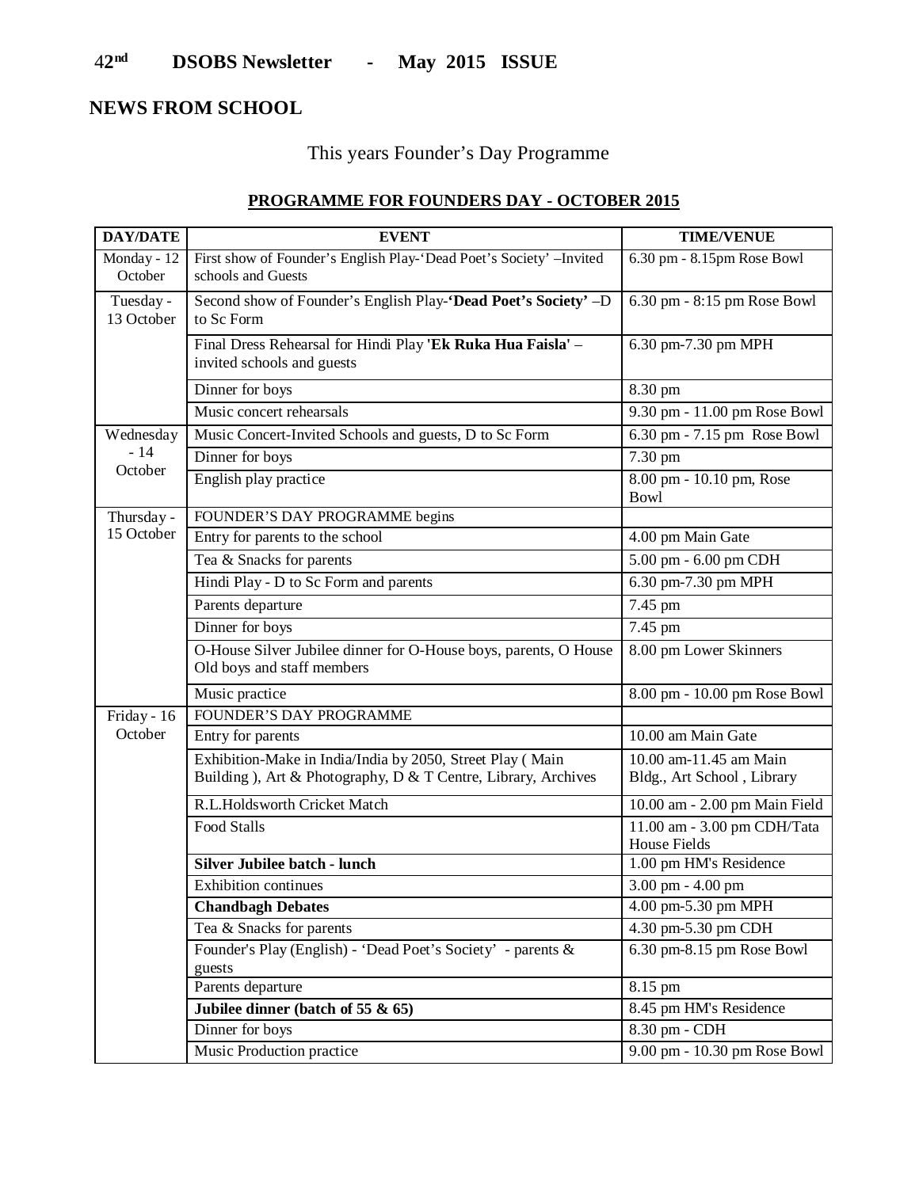# 42nd DSOBS Newsletter - May 2015 ISSUE

## NEWS FROM SCHOOL

This years Founder's Day Programme

### PROGRAMME FOR FOUNDERS DAY - OCTOBER 2015

| DAY/DATE | EVENT | TIME/VENUE |
|---|---|---|
| Monday - 12 October | First show of Founder's English Play-'Dead Poet's Society' –Invited schools and Guests | 6.30 pm - 8.15pm Rose Bowl |
| Tuesday - 13 October | Second show of Founder's English Play-**'Dead Poet's Society'** –D to Sc Form | 6.30 pm - 8:15 pm Rose Bowl |
| | Final Dress Rehearsal for Hindi Play **'Ek Ruka Hua Faisla'** – invited schools and guests | 6.30 pm-7.30 pm MPH |
| | Dinner for boys | 8.30 pm |
| | Music concert rehearsals | 9.30 pm - 11.00 pm Rose Bowl |
| Wednesday - 14 October | Music Concert-Invited Schools and guests, D to Sc Form | 6.30 pm - 7.15 pm Rose Bowl |
| | Dinner for boys | 7.30 pm |
| | English play practice | 8.00 pm - 10.10 pm, Rose Bowl |
| Thursday - 15 October | FOUNDER'S DAY PROGRAMME begins | |
| | Entry for parents to the school | 4.00 pm Main Gate |
| | Tea & Snacks for parents | 5.00 pm - 6.00 pm CDH |
| | Hindi Play - D to Sc Form and parents | 6.30 pm-7.30 pm MPH |
| | Parents departure | 7.45 pm |
| | Dinner for boys | 7.45 pm |
| | O-House Silver Jubilee dinner for O-House boys, parents, O House Old boys and staff members | 8.00 pm Lower Skinners |
| | Music practice | 8.00 pm - 10.00 pm Rose Bowl |
| Friday - 16 October | FOUNDER'S DAY PROGRAMME | |
| | Entry for parents | 10.00 am Main Gate |
| | Exhibition-Make in India/India by 2050, Street Play ( Main Building ), Art & Photography, D & T Centre, Library, Archives | 10.00 am-11.45 am Main Bldg., Art School , Library |
| | R.L.Holdsworth Cricket Match | 10.00 am - 2.00 pm Main Field |
| | Food Stalls | 11.00 am - 3.00 pm CDH/Tata House Fields |
| | **Silver Jubilee batch - lunch** | 1.00 pm HM's Residence |
| | Exhibition continues | 3.00 pm - 4.00 pm |
| | **Chandbagh Debates** | 4.00 pm-5.30 pm MPH |
| | Tea & Snacks for parents | 4.30 pm-5.30 pm CDH |
| | Founder's Play (English) - 'Dead Poet's Society' - parents & guests | 6.30 pm-8.15 pm Rose Bowl |
| | Parents departure | 8.15 pm |
| | **Jubilee dinner (batch of 55 & 65)** | 8.45 pm HM's Residence |
| | Dinner for boys | 8.30 pm - CDH |
| | Music Production practice | 9.00 pm - 10.30 pm Rose Bowl |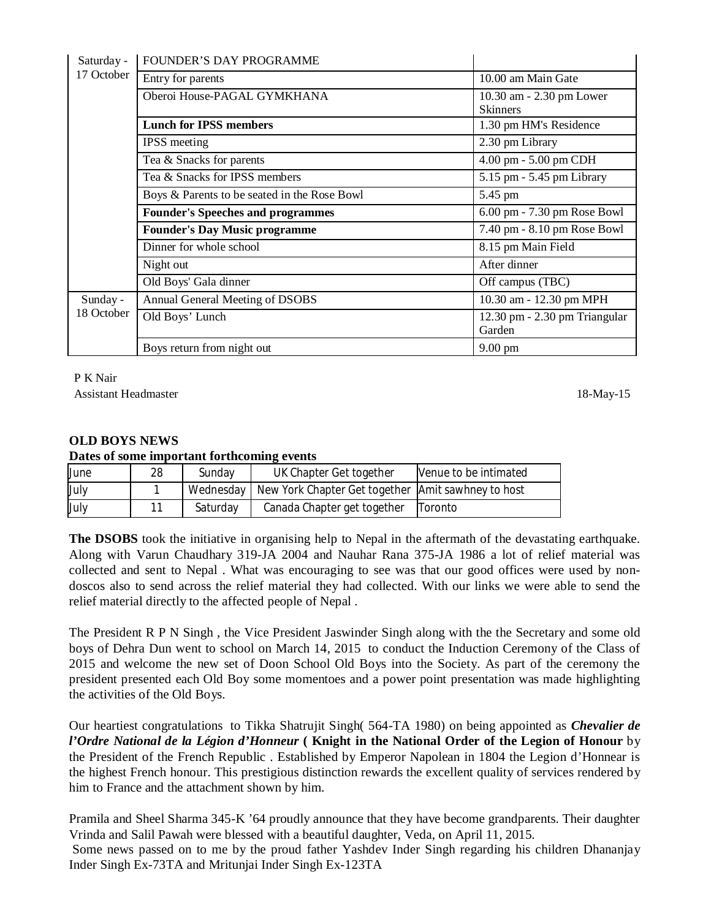| Saturday - 17 October | FOUNDER'S DAY PROGRAMME | |
|---|---|---|
| | Entry for parents | 10.00 am Main Gate |
| | Oberoi House-PAGAL GYMKHANA | 10.30 am - 2.30 pm Lower Skinners |
| | **Lunch for IPSS members** | 1.30 pm HM's Residence |
| | IPSS meeting | 2.30 pm Library |
| | Tea & Snacks for parents | 4.00 pm - 5.00 pm CDH |
| | Tea & Snacks for IPSS members | 5.15 pm - 5.45 pm Library |
| | Boys & Parents to be seated in the Rose Bowl | 5.45 pm |
| | **Founder's Speeches and programmes** | 6.00 pm - 7.30 pm Rose Bowl |
| | **Founder's Day Music programme** | 7.40 pm - 8.10 pm Rose Bowl |
| | Dinner for whole school | 8.15 pm Main Field |
| | Night out | After dinner |
| | Old Boys' Gala dinner | Off campus (TBC) |
| Sunday - 18 October | Annual General Meeting of DSOBS | 10.30 am - 12.30 pm MPH |
| | Old Boys' Lunch | 12.30 pm - 2.30 pm Triangular Garden |
| | Boys return from night out | 9.00 pm |

P K Nair
Assistant Headmaster

18-May-15

## OLD BOYS NEWS

**Dates of some important forthcoming events**

| June | 28 | Sunday | UK Chapter Get together | Venue to be intimated |
|---|---|---|---|---|
| July | 1 | Wednesday | New York Chapter Get together | Amit sawhney to host |
| July | 11 | Saturday | Canada Chapter get together | Toronto |

**The DSOBS** took the initiative in organising help to Nepal in the aftermath of the devastating earthquake. Along with Varun Chaudhary 319-JA 2004 and Nauhar Rana 375-JA 1986 a lot of relief material was collected and sent to Nepal . What was encouraging to see was that our good offices were used by non-doscos also to send across the relief material they had collected. With our links we were able to send the relief material directly to the affected people of Nepal .

The President R P N Singh , the Vice President Jaswinder Singh along with the the Secretary and some old boys of Dehra Dun went to school on March 14, 2015 to conduct the Induction Ceremony of the Class of 2015 and welcome the new set of Doon School Old Boys into the Society. As part of the ceremony the president presented each Old Boy some momentoes and a power point presentation was made highlighting the activities of the Old Boys.

Our heartiest congratulations to Tikka Shatrujit Singh( 564-TA 1980) on being appointed as ***Chevalier de l'Ordre National de la Légion d'Honneur*** **( Knight in the National Order of the Legion of Honour** by the President of the French Republic . Established by Emperor Napolean in 1804 the Legion d'Honnear is the highest French honour. This prestigious distinction rewards the excellent quality of services rendered by him to France and the attachment shown by him.

Pramila and Sheel Sharma 345-K '64 proudly announce that they have become grandparents. Their daughter Vrinda and Salil Pawah were blessed with a beautiful daughter, Veda, on April 11, 2015.

Some news passed on to me by the proud father Yashdev Inder Singh regarding his children Dhananjay Inder Singh Ex-73TA and Mritunjai Inder Singh Ex-123TA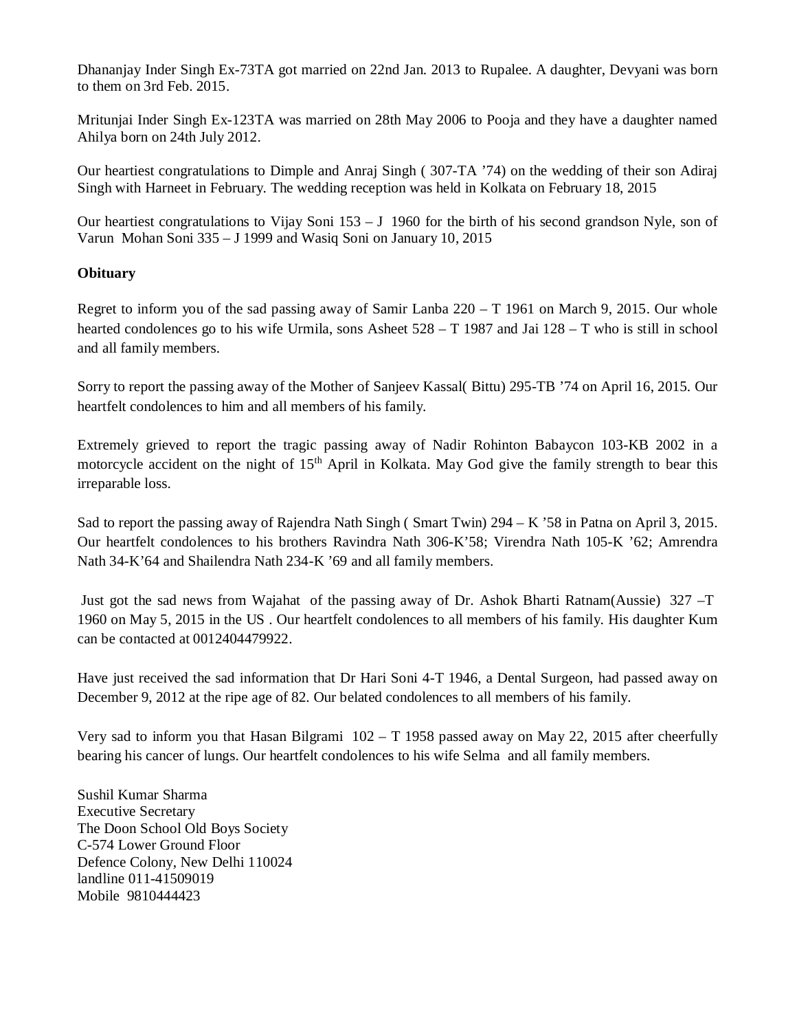Dhananjay Inder Singh Ex-73TA got married on 22nd Jan. 2013 to Rupalee. A daughter, Devyani was born to them on 3rd Feb. 2015.

Mritunjai Inder Singh Ex-123TA was married on 28th May 2006 to Pooja and they have a daughter named Ahilya born on 24th July 2012.

Our heartiest congratulations to Dimple and Anraj Singh ( 307-TA '74) on the wedding of their son Adiraj Singh with Harneet in February. The wedding reception was held in Kolkata on February 18, 2015

Our heartiest congratulations to Vijay Soni 153 – J 1960 for the birth of his second grandson Nyle, son of Varun Mohan Soni 335 – J 1999 and Wasiq Soni on January 10, 2015

**Obituary**

Regret to inform you of the sad passing away of Samir Lanba 220 – T 1961 on March 9, 2015. Our whole hearted condolences go to his wife Urmila, sons Asheet 528 – T 1987 and Jai 128 – T who is still in school and all family members.

Sorry to report the passing away of the Mother of Sanjeev Kassal( Bittu) 295-TB '74 on April 16, 2015. Our heartfelt condolences to him and all members of his family.

Extremely grieved to report the tragic passing away of Nadir Rohinton Babaycon 103-KB 2002 in a motorcycle accident on the night of 15th April in Kolkata. May God give the family strength to bear this irreparable loss.

Sad to report the passing away of Rajendra Nath Singh ( Smart Twin) 294 – K '58 in Patna on April 3, 2015. Our heartfelt condolences to his brothers Ravindra Nath 306-K'58; Virendra Nath 105-K '62; Amrendra Nath 34-K'64 and Shailendra Nath 234-K '69 and all family members.

Just got the sad news from Wajahat of the passing away of Dr. Ashok Bharti Ratnam(Aussie) 327 –T 1960 on May 5, 2015 in the US . Our heartfelt condolences to all members of his family. His daughter Kum can be contacted at 0012404479922.

Have just received the sad information that Dr Hari Soni 4-T 1946, a Dental Surgeon, had passed away on December 9, 2012 at the ripe age of 82. Our belated condolences to all members of his family.

Very sad to inform you that Hasan Bilgrami 102 – T 1958 passed away on May 22, 2015 after cheerfully bearing his cancer of lungs. Our heartfelt condolences to his wife Selma and all family members.

Sushil Kumar Sharma
Executive Secretary
The Doon School Old Boys Society
C-574 Lower Ground Floor
Defence Colony, New Delhi 110024
landline 011-41509019
Mobile 9810444423